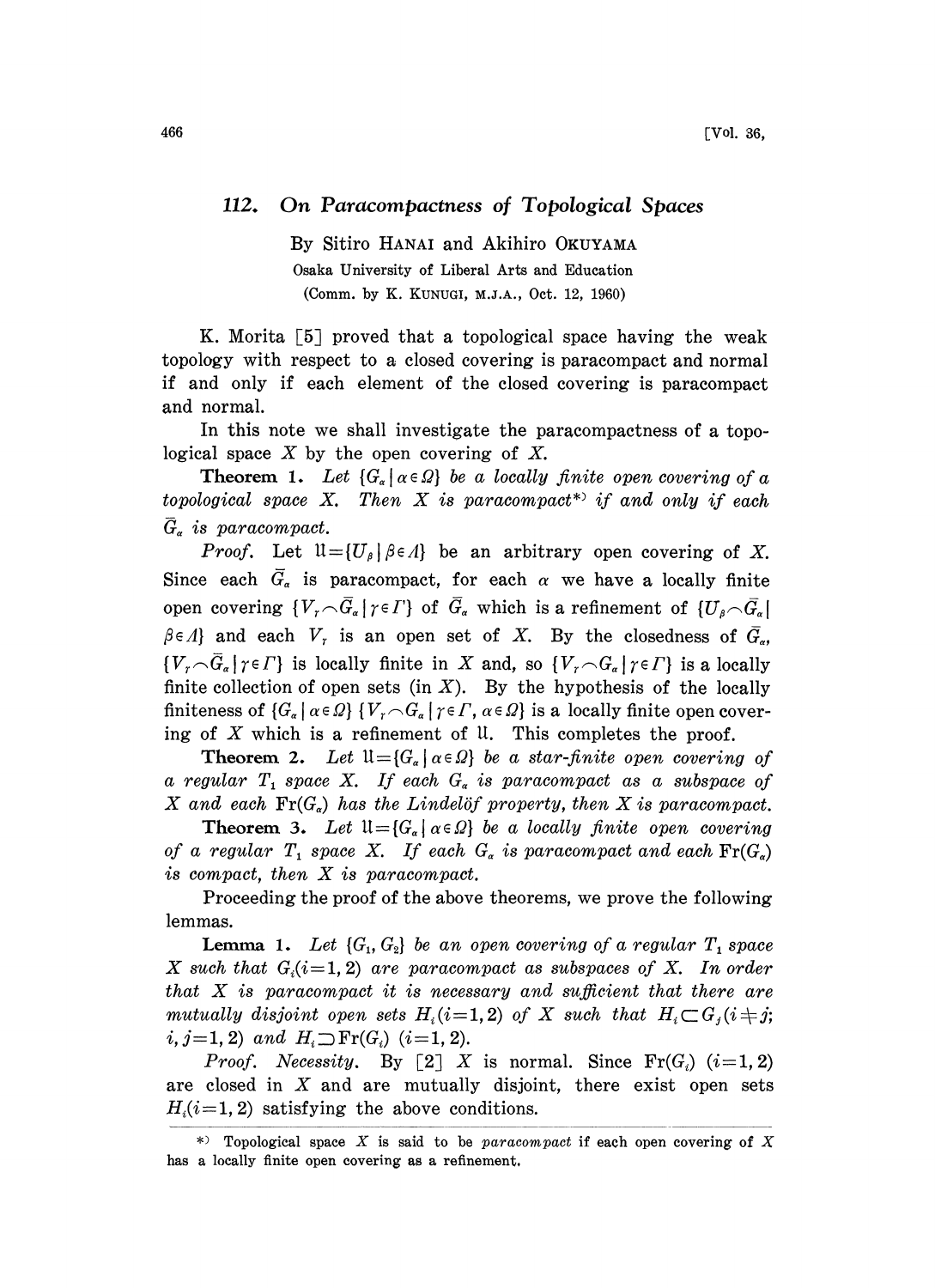# 112. On Paracompactness of Topological Spaces

By Sitiro HANAI and Akihiro OKUYAMA

Osaka University of Liberal Arts and Education

(Comm. by K. KUNUGI, M.J.A., Oct. 12, 1960)

K. Morita [5] proved that a topological space having the weak topology with respect to a closed covering is paracompact and normal if and only if each element of the closed covering is paracompact and normal.

In this note we shall investigate the paracompactness of a topological space $X$ by the open covering of $X$.

**Theorem 1.** *Let $\{G_\alpha \mid \alpha \in \Omega\}$ be a locally finite open covering of a topological space $X$. Then $X$ is paracompact*\*) *if and only if each $\bar{G}_\alpha$ is paracompact.*

*Proof.* Let $\mathfrak{U}=\{U_\beta \mid \beta \in \Lambda\}$ be an arbitrary open covering of $X$. Since each $\bar{G}_\alpha$ is paracompact, for each $\alpha$ we have a locally finite open covering $\{V_\gamma \frown \bar{G}_\alpha \mid \gamma \in \Gamma\}$ of $\bar{G}_\alpha$ which is a refinement of $\{U_\beta \frown \bar{G}_\alpha \mid \beta \in \Lambda\}$ and each $V_\gamma$ is an open set of $X$. By the closedness of $\bar{G}_\alpha$, $\{V_\gamma \frown \bar{G}_\alpha \mid \gamma \in \Gamma\}$ is locally finite in $X$ and, so $\{V_\gamma \frown G_\alpha \mid \gamma \in \Gamma\}$ is a locally finite collection of open sets (in $X$). By the hypothesis of the locally finiteness of $\{G_\alpha \mid \alpha \in \Omega\}$ $\{V_\gamma \frown G_\alpha \mid \gamma \in \Gamma, \alpha \in \Omega\}$ is a locally finite open covering of $X$ which is a refinement of $\mathfrak{U}$. This completes the proof.

**Theorem 2.** *Let $\mathfrak{U}=\{G_\alpha \mid \alpha \in \Omega\}$ be a star-finite open covering of a regular $T_1$ space $X$. If each $G_\alpha$ is paracompact as a subspace of $X$ and each $\mathrm{Fr}(G_\alpha)$ has the Lindelöf property, then $X$ is paracompact.*

**Theorem 3.** *Let $\mathfrak{U}=\{G_\alpha \mid \alpha \in \Omega\}$ be a locally finite open covering of a regular $T_1$ space $X$. If each $G_\alpha$ is paracompact and each $\mathrm{Fr}(G_\alpha)$ is compact, then $X$ is paracompact.*

Proceeding the proof of the above theorems, we prove the following lemmas.

**Lemma 1.** *Let $\{G_1, G_2\}$ be an open covering of a regular $T_1$ space $X$ such that $G_i (i=1,2)$ are paracompact as subspaces of $X$. In order that $X$ is paracompact it is necessary and sufficient that there are mutually disjoint open sets $H_i (i=1,2)$ of $X$ such that $H_i \subset G_j (i \neq j; i,j=1,2)$ and $H_i \supset \mathrm{Fr}(G_i)$ $(i=1,2)$.*

*Proof. Necessity.* By [2] $X$ is normal. Since $\mathrm{Fr}(G_i)$ $(i=1,2)$ are closed in $X$ and are mutually disjoint, there exist open sets $H_i (i=1,2)$ satisfying the above conditions.

\*) Topological space $X$ is said to be *paracompact* if each open covering of $X$ has a locally finite open covering as a refinement.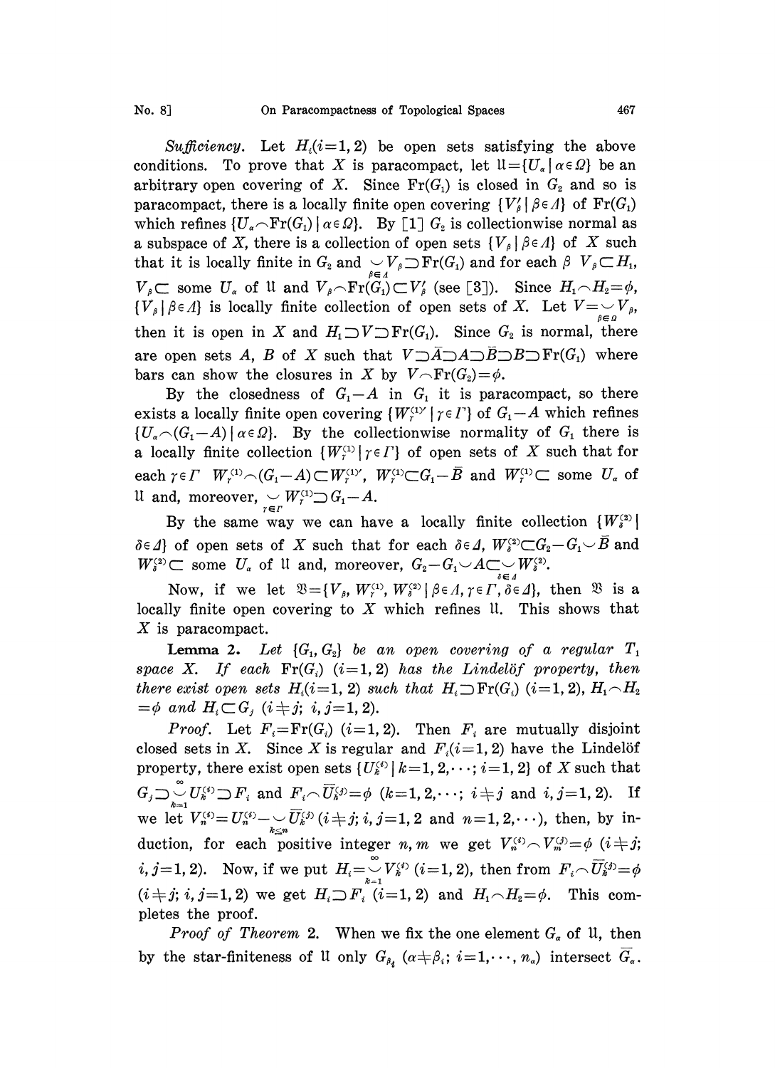*Sufficiency*. Let $H_i (i=1,2)$ be open sets satisfying the above conditions. To prove that $X$ is paracompact, let $\mathfrak{U}=\{U_\alpha \mid \alpha\in\Omega\}$ be an arbitrary open covering of $X$. Since $\mathrm{Fr}(G_1)$ is closed in $G_2$ and so is paracompact, there is a locally finite open covering $\{V'_\beta \mid \beta\in\Lambda\}$ of $\mathrm{Fr}(G_1)$ which refines $\{U_\alpha\frown\mathrm{Fr}(G_1) \mid \alpha\in\Omega\}$. By [1] $G_2$ is collectionwise normal as a subspace of $X$, there is a collection of open sets $\{V_\beta \mid \beta\in\Lambda\}$ of $X$ such that it is locally finite in $G_2$ and $\smile_{\beta\in\Lambda} V_\beta\supset\mathrm{Fr}(G_1)$ and for each $\beta$ $V_\beta\subset H_1$, $V_\beta\subset$ some $U_\alpha$ of $\mathfrak{U}$ and $V_\beta\frown\mathrm{Fr}(G_1)\subset V'_\beta$ (see [3]). Since $H_1\frown H_2=\phi$, $\{V_\beta \mid \beta\in\Lambda\}$ is locally finite collection of open sets of $X$. Let $V=\smile_{\beta\in\Omega} V_\beta$, then it is open in $X$ and $H_1\supset V\supset\mathrm{Fr}(G_1)$. Since $G_2$ is normal, there are open sets $A$, $B$ of $X$ such that $V\supset\bar{A}\supset A\supset\bar{B}\supset B\supset\mathrm{Fr}(G_1)$ where bars can show the closures in $X$ by $V\frown\mathrm{Fr}(G_2)=\phi$.

By the closedness of $G_1-A$ in $G_1$ it is paracompact, so there exists a locally finite open covering $\{W^{(1)\prime}_\gamma \mid \gamma\in\Gamma\}$ of $G_1-A$ which refines $\{U_\alpha\frown(G_1-A) \mid \alpha\in\Omega\}$. By the collectionwise normality of $G_1$ there is a locally finite collection $\{W^{(1)}_\gamma \mid \gamma\in\Gamma\}$ of open sets of $X$ such that for each $\gamma\in\Gamma$ $W^{(1)}_\gamma\frown(G_1-A)\subset W^{(1)\prime}_\gamma$, $W^{(1)}_\gamma\subset G_1-\bar{B}$ and $W^{(1)}_\gamma\subset$ some $U_\alpha$ of $\mathfrak{U}$ and, moreover, $\smile_{\gamma\in\Gamma} W^{(1)}_\gamma\supset G_1-A$.

By the same way we can have a locally finite collection $\{W^{(2)}_\delta \mid \delta\in\Delta\}$ of open sets of $X$ such that for each $\delta\in\Delta$, $W^{(2)}_\delta\subset G_2-G_1\smile\bar{B}$ and $W^{(2)}_\delta\subset$ some $U_\alpha$ of $\mathfrak{U}$ and, moreover, $G_2-G_1\smile A\subset\smile_{\delta\in\Delta} W^{(2)}_\delta$.

Now, if we let $\mathfrak{V}=\{V_\beta, W^{(1)}_\gamma, W^{(2)}_\delta \mid \beta\in\Lambda, \gamma\in\Gamma, \delta\in\Delta\}$, then $\mathfrak{V}$ is a locally finite open covering to $X$ which refines $\mathfrak{U}$. This shows that $X$ is paracompact.

**Lemma 2.** *Let $\{G_1, G_2\}$ be an open covering of a regular $T_1$ space $X$. If each $\mathrm{Fr}(G_i)$ $(i=1,2)$ has the Lindelöf property, then there exist open sets $H_i (i=1,2)$ such that $H_i\supset\mathrm{Fr}(G_i)$ $(i=1,2)$, $H_1\frown H_2=\phi$ and $H_i\subset G_j$ $(i\neq j;\ i,j=1,2)$.*

*Proof*. Let $F_i=\mathrm{Fr}(G_i)$ $(i=1,2)$. Then $F_i$ are mutually disjoint closed sets in $X$. Since $X$ is regular and $F_i (i=1,2)$ have the Lindelöf property, there exist open sets $\{U^{(i)}_k \mid k=1,2,\cdots;\ i=1,2\}$ of $X$ such that $G_j\supset\smile_{k=1}^{\infty} U^{(i)}_k\supset F_i$ and $F_i\frown\bar{U}^{(j)}_k=\phi$ $(k=1,2,\cdots;\ i\neq j$ and $i,j=1,2)$. If we let $V^{(i)}_n=U^{(i)}_n-\smile_{k\leq n}\bar{U}^{(j)}_k$ $(i\neq j;\ i,j=1,2$ and $n=1,2,\cdots)$, then, by induction, for each positive integer $n, m$ we get $V^{(i)}_n\frown V^{(j)}_m=\phi$ $(i\neq j;\ i,j=1,2)$. Now, if we put $H_i=\smile_{k=1}^{\infty} V^{(i)}_k$ $(i=1,2)$, then from $F_i\frown\bar{U}^{(j)}_k=\phi$ $(i\neq j;\ i,j=1,2)$ we get $H_i\supset F_i$ $(i=1,2)$ and $H_1\frown H_2=\phi$. This completes the proof.

*Proof of Theorem* 2. When we fix the one element $G_\alpha$ of $\mathfrak{U}$, then by the star-finiteness of $\mathfrak{U}$ only $G_{\beta_i}$ $(\alpha\neq\beta_i;\ i=1,\cdots,n_\alpha)$ intersect $\bar{G}_\alpha$.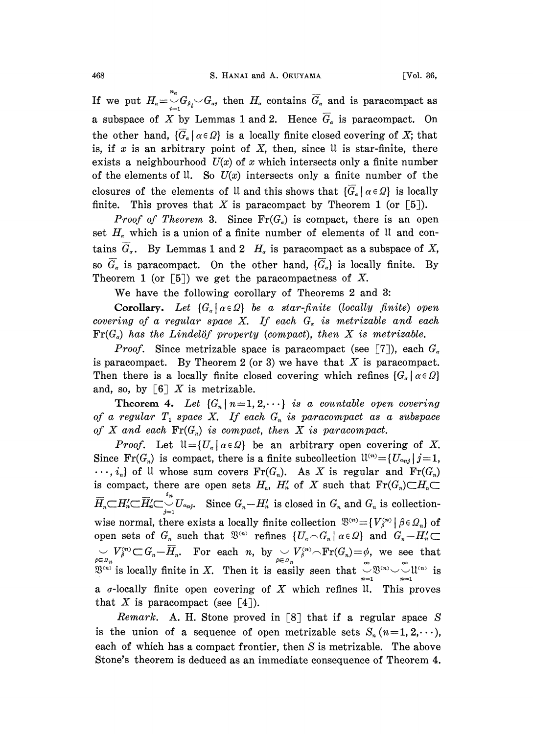If we put $H_\alpha = \bigcup_{i=1}^{n_\alpha} G_{\beta_i} \cup G_\alpha$, then $H_\alpha$ contains $\overline{G}_\alpha$ and is paracompact as a subspace of $X$ by Lemmas 1 and 2. Hence $\overline{G}_\alpha$ is paracompact. On the other hand, $\{\overline{G}_\alpha \mid \alpha \in \Omega\}$ is a locally finite closed covering of $X$; that is, if $x$ is an arbitrary point of $X$, then, since $\mathfrak{U}$ is star-finite, there exists a neighbourhood $U(x)$ of $x$ which intersects only a finite number of the elements of $\mathfrak{U}$. So $U(x)$ intersects only a finite number of the closures of the elements of $\mathfrak{U}$ and this shows that $\{\overline{G}_\alpha \mid \alpha \in \Omega\}$ is locally finite. This proves that $X$ is paracompact by Theorem 1 (or [5]).

*Proof of Theorem* 3. Since $\mathrm{Fr}(G_\alpha)$ is compact, there is an open set $H_\alpha$ which is a union of a finite number of elements of $\mathfrak{U}$ and contains $\overline{G}_\alpha$. By Lemmas 1 and 2 $H_\alpha$ is paracompact as a subspace of $X$, so $\overline{G}_\alpha$ is paracompact. On the other hand, $\{\overline{G}_\alpha\}$ is locally finite. By Theorem 1 (or [5]) we get the paracompactness of $X$.

We have the following corollary of Theorems 2 and 3:

**Corollary.** *Let $\{G_\alpha \mid \alpha \in \Omega\}$ be a star-finite (locally finite) open covering of a regular space $X$. If each $G_\alpha$ is metrizable and each $\mathrm{Fr}(G_\alpha)$ has the Lindelöf property (compact), then $X$ is metrizable.*

*Proof.* Since metrizable space is paracompact (see [7]), each $G_\alpha$ is paracompact. By Theorem 2 (or 3) we have that $X$ is paracompact. Then there is a locally finite closed covering which refines $\{G_\alpha \mid \alpha \in \Omega\}$ and, so, by [6] $X$ is metrizable.

**Theorem 4.** *Let $\{G_n \mid n=1, 2, \cdots\}$ is a countable open covering of a regular $T_1$ space $X$. If each $G_n$ is paracompact as a subspace of $X$ and each $\mathrm{Fr}(G_n)$ is compact, then $X$ is paracompact.*

*Proof.* Let $\mathfrak{U} = \{U_\alpha \mid \alpha \in \Omega\}$ be an arbitrary open covering of $X$. Since $\mathrm{Fr}(G_n)$ is compact, there is a finite subcollection $\mathfrak{U}^{(n)} = \{U_{\alpha_{nj}} \mid j=1, \cdots, i_n\}$ of $\mathfrak{U}$ whose sum covers $\mathrm{Fr}(G_n)$. As $X$ is regular and $\mathrm{Fr}(G_n)$ is compact, there are open sets $H_n$, $H'_n$ of $X$ such that $\mathrm{Fr}(G_n) \subset H_n \subset \overline{H}_n \subset H'_n \subset \overline{H}'_n \subset \bigcup_{j=1}^{i_n} U_{\alpha_{nj}}$. Since $G_n - H'_n$ is closed in $G_n$ and $G_n$ is collectionwise normal, there exists a locally finite collection $\mathfrak{V}^{(n)} = \{V_\beta^{(n)} \mid \beta \in \Omega_n\}$ of open sets of $G_n$ such that $\mathfrak{V}^{(n)}$ refines $\{U_\alpha \cap G_n \mid \alpha \in \Omega\}$ and $G_n - H'_n \subset \bigcup_{\beta \in \Omega_n} V_\beta^{(n)} \subset G_n - \overline{H}_n$. For each $n$, by $\bigcup_{\beta \in \Omega_n} V_\beta^{(n)} \cap \mathrm{Fr}(G_n) = \phi$, we see that $\mathfrak{V}^{(n)}$ is locally finite in $X$. Then it is easily seen that $\bigcup_{n=1}^{\infty} \mathfrak{V}^{(n)} \cup \bigcup_{n=1}^{\infty} \mathfrak{U}^{(n)}$ is a $\sigma$-locally finite open covering of $X$ which refines $\mathfrak{U}$. This proves that $X$ is paracompact (see [4]).

*Remark.* A. H. Stone proved in [8] that if a regular space $S$ is the union of a sequence of open metrizable sets $S_n$ $(n=1, 2, \cdots)$, each of which has a compact frontier, then $S$ is metrizable. The above Stone's theorem is deduced as an immediate consequence of Theorem 4.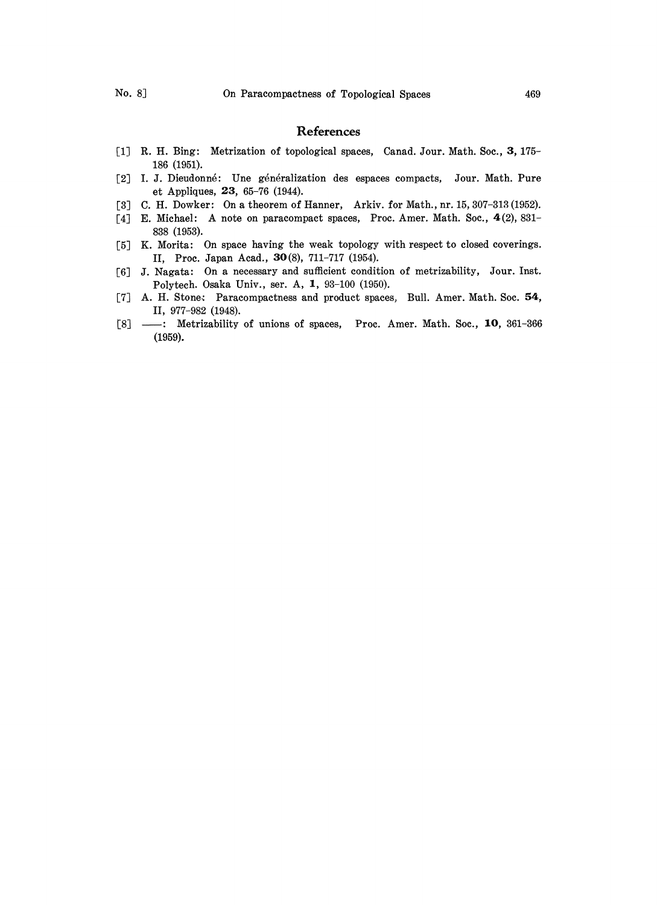## References

[1] R. H. Bing: Metrization of topological spaces, Canad. Jour. Math. Soc., **3**, 175–186 (1951).

[2] I. J. Dieudonné: Une généralization des espaces compacts, Jour. Math. Pure et Appliques, **23**, 65–76 (1944).

[3] C. H. Dowker: On a theorem of Hanner, Arkiv. for Math., nr. 15, 307–313 (1952).

[4] E. Michael: A note on paracompact spaces, Proc. Amer. Math. Soc., **4**(2), 831–838 (1953).

[5] K. Morita: On space having the weak topology with respect to closed coverings. II, Proc. Japan Acad., **30**(8), 711–717 (1954).

[6] J. Nagata: On a necessary and sufficient condition of metrizability, Jour. Inst. Polytech. Osaka Univ., ser. A, **1**, 93–100 (1950).

[7] A. H. Stone: Paracompactness and product spaces, Bull. Amer. Math. Soc. **54**, II, 977–982 (1948).

[8] ——: Metrizability of unions of spaces, Proc. Amer. Math. Soc., **10**, 361–366 (1959).